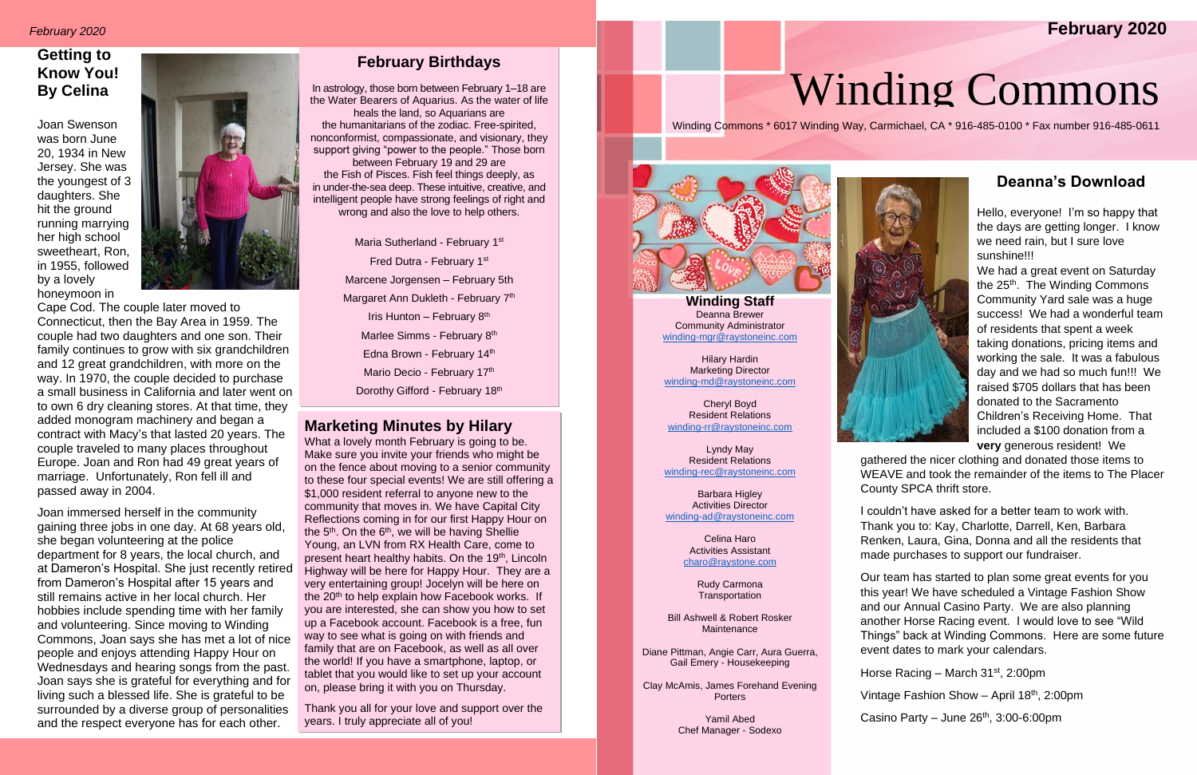# Winding Commons

Winding Commons * 6017 Winding Way, Carmichael, CA * 916-485-0100 * Fax number 916-485-0611

## Getting to Know You! By Celina

Joan Swenson was born June 20, 1934 in New Jersey. She was the youngest of 3 daughters. She hit the ground running marrying her high school sweetheart, Ron, in 1955, followed by a lovely honeymoon in Cape Cod. The couple later moved to Connecticut, then the Bay Area in 1959. The couple had two daughters and one son. Their family continues to grow with six grandchildren and 12 great grandchildren, with more on the way. In 1970, the couple decided to purchase a small business in California and later went on to own 6 dry cleaning stores. At that time, they added monogram machinery and began a contract with Macy's that lasted 20 years. The couple traveled to many places throughout Europe. Joan and Ron had 49 great years of marriage. Unfortunately, Ron fell ill and passed away in 2004.

Joan immersed herself in the community gaining three jobs in one day. At 68 years old, she began volunteering at the police department for 8 years, the local church, and at Dameron's Hospital. She just recently retired from Dameron's Hospital after 15 years and still remains active in her local church. Her hobbies include spending time with her family and volunteering. Since moving to Winding Commons, Joan says she has met a lot of nice people and enjoys attending Happy Hour on Wednesdays and hearing songs from the past. Joan says she is grateful for everything and for living such a blessed life. She is grateful to be surrounded by a diverse group of personalities and the respect everyone has for each other.

## February Birthdays

In astrology, those born between February 1–18 are the Water Bearers of Aquarius. As the water of life heals the land, so Aquarians are the humanitarians of the zodiac. Free-spirited, nonconformist, compassionate, and visionary, they support giving "power to the people." Those born between February 19 and 29 are the Fish of Pisces. Fish feel things deeply, as in under-the-sea deep. These intuitive, creative, and intelligent people have strong feelings of right and wrong and also the love to help others.

Maria Sutherland - February 1st
Fred Dutra - February 1st
Marcene Jorgensen – February 5th
Margaret Ann Dukleth - February 7th
Iris Hunton – February 8th
Marlee Simms - February 8th
Edna Brown - February 14th
Mario Decio - February 17th
Dorothy Gifford - February 18th

## Marketing Minutes by Hilary

What a lovely month February is going to be. Make sure you invite your friends who might be on the fence about moving to a senior community to these four special events! We are still offering a $1,000 resident referral to anyone new to the community that moves in. We have Capital City Reflections coming in for our first Happy Hour on the 5th. On the 6th, we will be having Shellie Young, an LVN from RX Health Care, come to present heart healthy habits. On the 19th, Lincoln Highway will be here for Happy Hour. They are a very entertaining group! Jocelyn will be here on the 20th to help explain how Facebook works. If you are interested, she can show you how to set up a Facebook account. Facebook is a free, fun way to see what is going on with friends and family that are on Facebook, as well as all over the world! If you have a smartphone, laptop, or tablet that you would like to set up your account on, please bring it with you on Thursday.

Thank you all for your love and support over the years. I truly appreciate all of you!

## Winding Staff

Deanna Brewer
Community Administrator
winding-mgr@raystoneinc.com

Hilary Hardin
Marketing Director
winding-md@raystoneinc.com

Cheryl Boyd
Resident Relations
winding-rr@raystoneinc.com

Lyndy May
Resident Relations
winding-rec@raystoneinc.com

Barbara Higley
Activities Director
winding-ad@raystoneinc.com

Celina Haro
Activities Assistant
charo@raystone.com

Rudy Carmona
Transportation

Bill Ashwell & Robert Rosker
Maintenance

Diane Pittman, Angie Carr, Aura Guerra, Gail Emery - Housekeeping

Clay McAmis, James Forehand Evening Porters

Yamil Abed
Chef Manager - Sodexo

## Deanna's Download

Hello, everyone! I'm so happy that the days are getting longer. I know we need rain, but I sure love sunshine!!!

We had a great event on Saturday the 25th. The Winding Commons Community Yard sale was a huge success! We had a wonderful team of residents that spent a week taking donations, pricing items and working the sale. It was a fabulous day and we had so much fun!!! We raised $705 dollars that has been donated to the Sacramento Children's Receiving Home. That included a $100 donation from a **very** generous resident! We gathered the nicer clothing and donated those items to WEAVE and took the remainder of the items to The Placer County SPCA thrift store.

I couldn't have asked for a better team to work with. Thank you to: Kay, Charlotte, Darrell, Ken, Barbara Renken, Laura, Gina, Donna and all the residents that made purchases to support our fundraiser.

Our team has started to plan some great events for you this year! We have scheduled a Vintage Fashion Show and our Annual Casino Party. We are also planning another Horse Racing event. I would love to see "Wild Things" back at Winding Commons. Here are some future event dates to mark your calendars.

Horse Racing – March 31st, 2:00pm

Vintage Fashion Show – April 18th, 2:00pm

Casino Party – June 26th, 3:00-6:00pm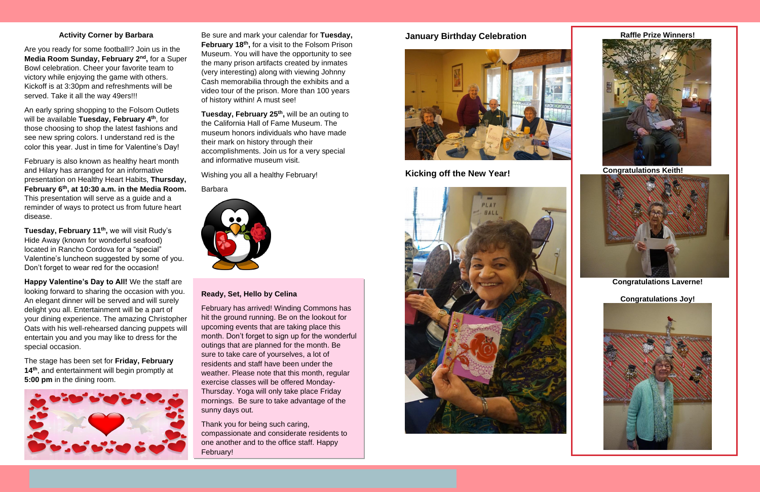### Activity Corner by Barbara

Are you ready for some football!? Join us in the **Media Room Sunday, February 2nd,** for a Super Bowl celebration. Cheer your favorite team to victory while enjoying the game with others. Kickoff is at 3:30pm and refreshments will be served. Take it all the way 49ers!!!

An early spring shopping to the Folsom Outlets will be available **Tuesday, February 4th**, for those choosing to shop the latest fashions and see new spring colors. I understand red is the color this year. Just in time for Valentine's Day!

February is also known as healthy heart month and Hilary has arranged for an informative presentation on Healthy Heart Habits, **Thursday, February 6th, at 10:30 a.m. in the Media Room.** This presentation will serve as a guide and a reminder of ways to protect us from future heart disease.

**Tuesday, February 11th,** we will visit Rudy's Hide Away (known for wonderful seafood) located in Rancho Cordova for a "special" Valentine's luncheon suggested by some of you. Don't forget to wear red for the occasion!

**Happy Valentine's Day to All!** We the staff are looking forward to sharing the occasion with you. An elegant dinner will be served and will surely delight you all. Entertainment will be a part of your dining experience. The amazing Christopher Oats with his well-rehearsed dancing puppets will entertain you and you may like to dress for the special occasion.

The stage has been set for **Friday, February 14th**, and entertainment will begin promptly at **5:00 pm** in the dining room.

Be sure and mark your calendar for **Tuesday, February 18th,** for a visit to the Folsom Prison Museum. You will have the opportunity to see the many prison artifacts created by inmates (very interesting) along with viewing Johnny Cash memorabilia through the exhibits and a video tour of the prison. More than 100 years of history within! A must see!

**Tuesday, February 25th,** will be an outing to the California Hall of Fame Museum. The museum honors individuals who have made their mark on history through their accomplishments. Join us for a very special and informative museum visit.

Wishing you all a healthy February!

Barbara

### Ready, Set, Hello by Celina

February has arrived! Winding Commons has hit the ground running. Be on the lookout for upcoming events that are taking place this month. Don't forget to sign up for the wonderful outings that are planned for the month. Be sure to take care of yourselves, a lot of residents and staff have been under the weather. Please note that this month, regular exercise classes will be offered Monday-Thursday. Yoga will only take place Friday mornings. Be sure to take advantage of the sunny days out.

Thank you for being such caring, compassionate and considerate residents to one another and to the office staff. Happy February!

### January Birthday Celebration

### Kicking off the New Year!

### Raffle Prize Winners!

**Congratulations Keith!**

**Congratulations Laverne!**

**Congratulations Joy!**